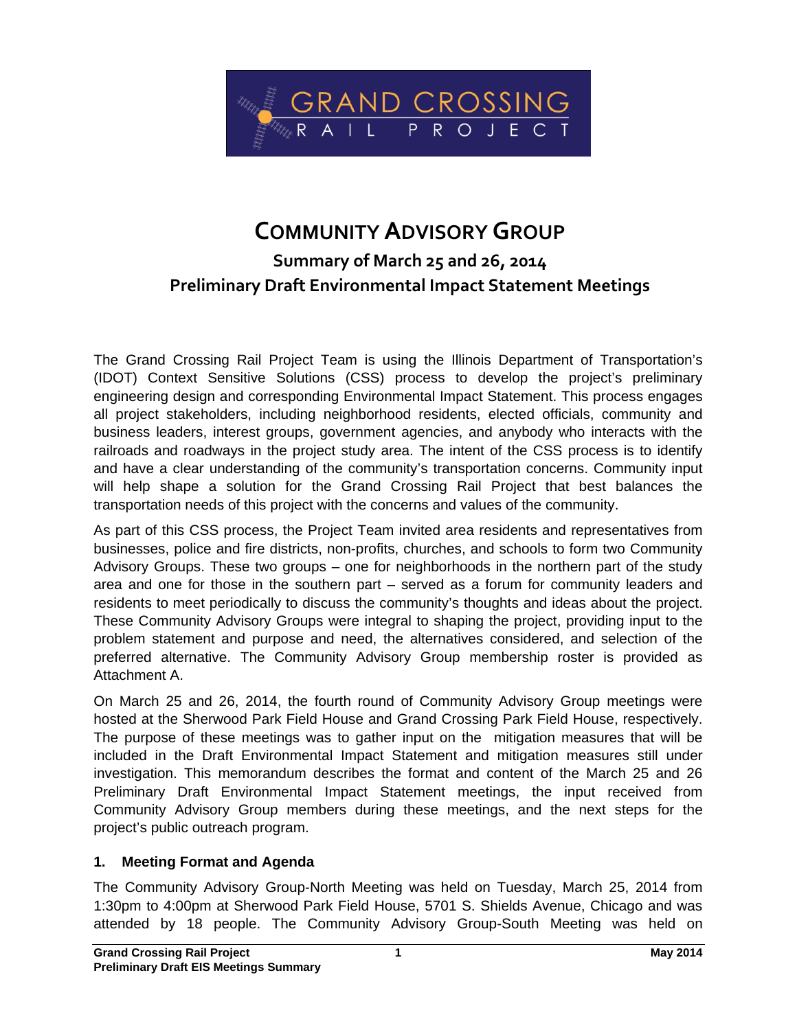GRAND CROSSING
RAIL PROJECT

# Community Advisory Group

## Summary of March 25 and 26, 2014
## Preliminary Draft Environmental Impact Statement Meetings

The Grand Crossing Rail Project Team is using the Illinois Department of Transportation's (IDOT) Context Sensitive Solutions (CSS) process to develop the project's preliminary engineering design and corresponding Environmental Impact Statement. This process engages all project stakeholders, including neighborhood residents, elected officials, community and business leaders, interest groups, government agencies, and anybody who interacts with the railroads and roadways in the project study area. The intent of the CSS process is to identify and have a clear understanding of the community's transportation concerns. Community input will help shape a solution for the Grand Crossing Rail Project that best balances the transportation needs of this project with the concerns and values of the community.

As part of this CSS process, the Project Team invited area residents and representatives from businesses, police and fire districts, non-profits, churches, and schools to form two Community Advisory Groups. These two groups – one for neighborhoods in the northern part of the study area and one for those in the southern part – served as a forum for community leaders and residents to meet periodically to discuss the community's thoughts and ideas about the project. These Community Advisory Groups were integral to shaping the project, providing input to the problem statement and purpose and need, the alternatives considered, and selection of the preferred alternative. The Community Advisory Group membership roster is provided as Attachment A.

On March 25 and 26, 2014, the fourth round of Community Advisory Group meetings were hosted at the Sherwood Park Field House and Grand Crossing Park Field House, respectively. The purpose of these meetings was to gather input on the mitigation measures that will be included in the Draft Environmental Impact Statement and mitigation measures still under investigation. This memorandum describes the format and content of the March 25 and 26 Preliminary Draft Environmental Impact Statement meetings, the input received from Community Advisory Group members during these meetings, and the next steps for the project's public outreach program.

### 1. Meeting Format and Agenda

The Community Advisory Group-North Meeting was held on Tuesday, March 25, 2014 from 1:30pm to 4:00pm at Sherwood Park Field House, 5701 S. Shields Avenue, Chicago and was attended by 18 people. The Community Advisory Group-South Meeting was held on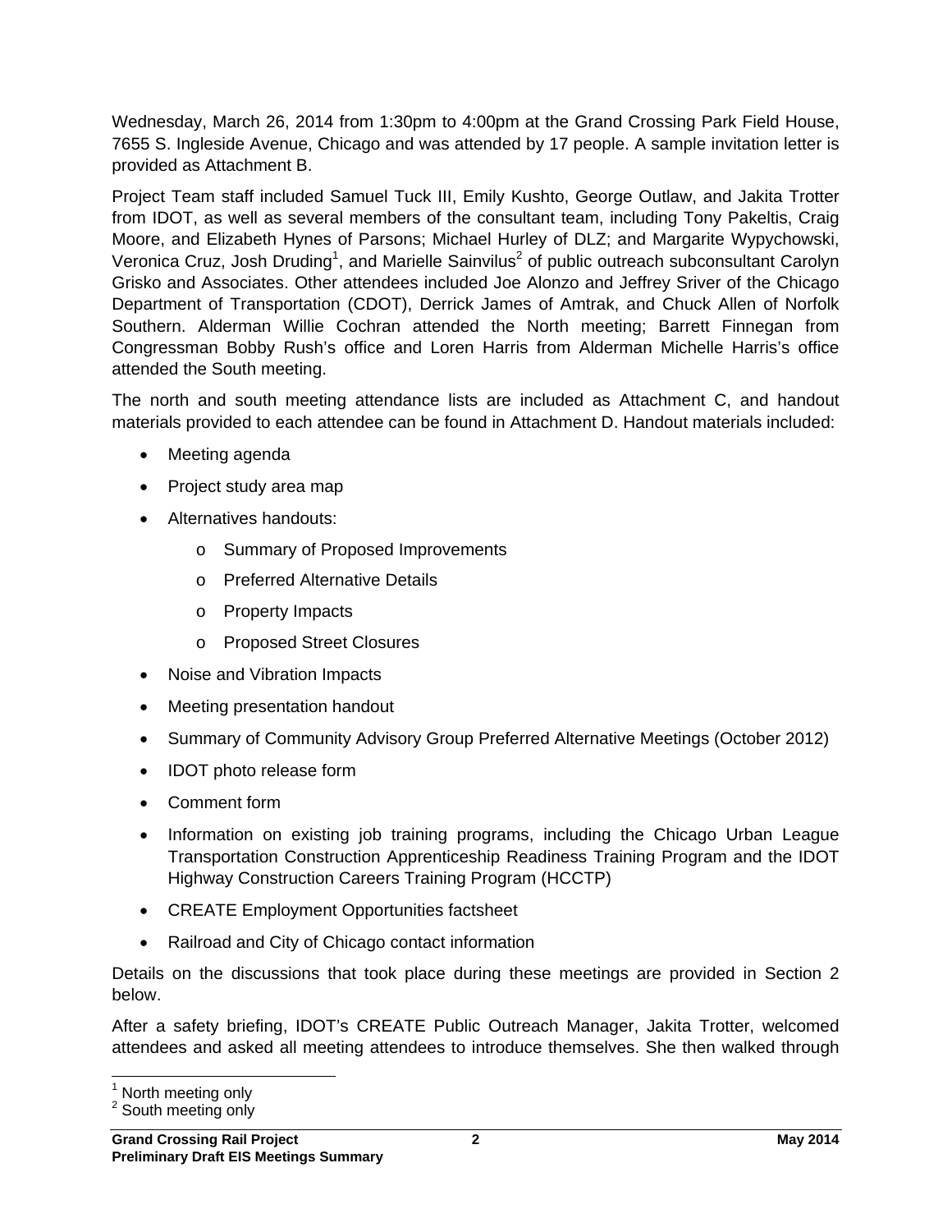Wednesday, March 26, 2014 from 1:30pm to 4:00pm at the Grand Crossing Park Field House, 7655 S. Ingleside Avenue, Chicago and was attended by 17 people. A sample invitation letter is provided as Attachment B.

Project Team staff included Samuel Tuck III, Emily Kushto, George Outlaw, and Jakita Trotter from IDOT, as well as several members of the consultant team, including Tony Pakeltis, Craig Moore, and Elizabeth Hynes of Parsons; Michael Hurley of DLZ; and Margarite Wypychowski, Veronica Cruz, Josh Druding[1], and Marielle Sainvilus[2] of public outreach subconsultant Carolyn Grisko and Associates. Other attendees included Joe Alonzo and Jeffrey Sriver of the Chicago Department of Transportation (CDOT), Derrick James of Amtrak, and Chuck Allen of Norfolk Southern. Alderman Willie Cochran attended the North meeting; Barrett Finnegan from Congressman Bobby Rush's office and Loren Harris from Alderman Michelle Harris's office attended the South meeting.

The north and south meeting attendance lists are included as Attachment C, and handout materials provided to each attendee can be found in Attachment D. Handout materials included:

- Meeting agenda
- Project study area map
- Alternatives handouts:
  - Summary of Proposed Improvements
  - Preferred Alternative Details
  - Property Impacts
  - Proposed Street Closures
- Noise and Vibration Impacts
- Meeting presentation handout
- Summary of Community Advisory Group Preferred Alternative Meetings (October 2012)
- IDOT photo release form
- Comment form
- Information on existing job training programs, including the Chicago Urban League Transportation Construction Apprenticeship Readiness Training Program and the IDOT Highway Construction Careers Training Program (HCCTP)
- CREATE Employment Opportunities factsheet
- Railroad and City of Chicago contact information

Details on the discussions that took place during these meetings are provided in Section 2 below.

After a safety briefing, IDOT's CREATE Public Outreach Manager, Jakita Trotter, welcomed attendees and asked all meeting attendees to introduce themselves. She then walked through

[1] North meeting only
[2] South meeting only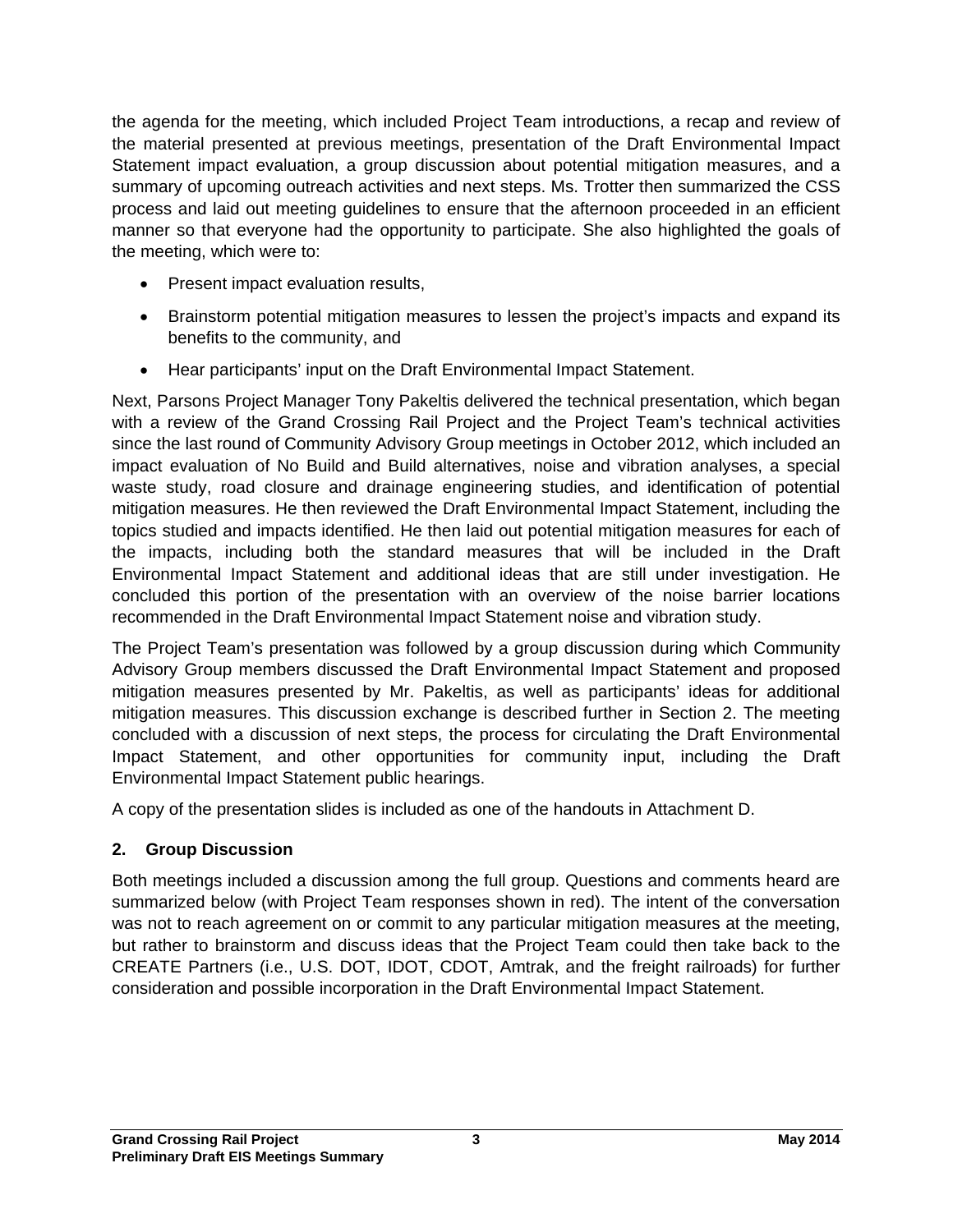the agenda for the meeting, which included Project Team introductions, a recap and review of the material presented at previous meetings, presentation of the Draft Environmental Impact Statement impact evaluation, a group discussion about potential mitigation measures, and a summary of upcoming outreach activities and next steps. Ms. Trotter then summarized the CSS process and laid out meeting guidelines to ensure that the afternoon proceeded in an efficient manner so that everyone had the opportunity to participate. She also highlighted the goals of the meeting, which were to:

- Present impact evaluation results,
- Brainstorm potential mitigation measures to lessen the project's impacts and expand its benefits to the community, and
- Hear participants' input on the Draft Environmental Impact Statement.

Next, Parsons Project Manager Tony Pakeltis delivered the technical presentation, which began with a review of the Grand Crossing Rail Project and the Project Team's technical activities since the last round of Community Advisory Group meetings in October 2012, which included an impact evaluation of No Build and Build alternatives, noise and vibration analyses, a special waste study, road closure and drainage engineering studies, and identification of potential mitigation measures. He then reviewed the Draft Environmental Impact Statement, including the topics studied and impacts identified. He then laid out potential mitigation measures for each of the impacts, including both the standard measures that will be included in the Draft Environmental Impact Statement and additional ideas that are still under investigation. He concluded this portion of the presentation with an overview of the noise barrier locations recommended in the Draft Environmental Impact Statement noise and vibration study.

The Project Team's presentation was followed by a group discussion during which Community Advisory Group members discussed the Draft Environmental Impact Statement and proposed mitigation measures presented by Mr. Pakeltis, as well as participants' ideas for additional mitigation measures. This discussion exchange is described further in Section 2. The meeting concluded with a discussion of next steps, the process for circulating the Draft Environmental Impact Statement, and other opportunities for community input, including the Draft Environmental Impact Statement public hearings.

A copy of the presentation slides is included as one of the handouts in Attachment D.

## 2. Group Discussion

Both meetings included a discussion among the full group. Questions and comments heard are summarized below (with Project Team responses shown in red). The intent of the conversation was not to reach agreement on or commit to any particular mitigation measures at the meeting, but rather to brainstorm and discuss ideas that the Project Team could then take back to the CREATE Partners (i.e., U.S. DOT, IDOT, CDOT, Amtrak, and the freight railroads) for further consideration and possible incorporation in the Draft Environmental Impact Statement.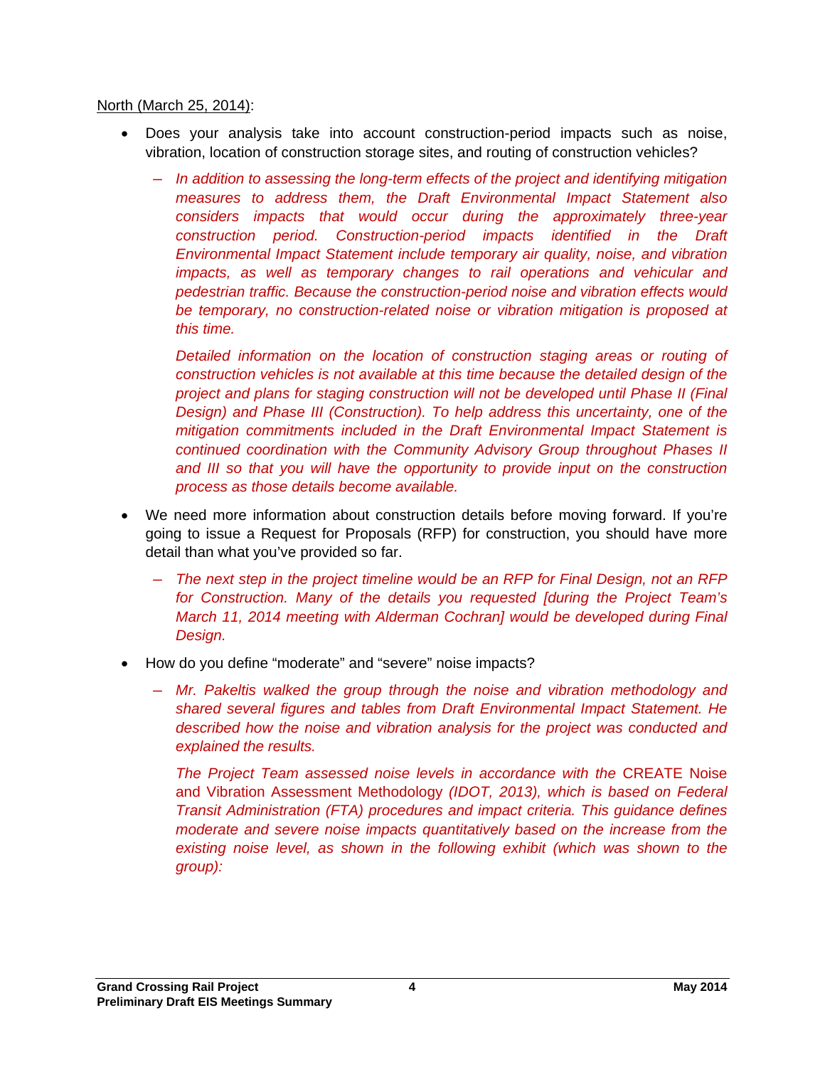North (March 25, 2014):

- Does your analysis take into account construction-period impacts such as noise, vibration, location of construction storage sites, and routing of construction vehicles?
  - *In addition to assessing the long-term effects of the project and identifying mitigation measures to address them, the Draft Environmental Impact Statement also considers impacts that would occur during the approximately three-year construction period. Construction-period impacts identified in the Draft Environmental Impact Statement include temporary air quality, noise, and vibration impacts, as well as temporary changes to rail operations and vehicular and pedestrian traffic. Because the construction-period noise and vibration effects would be temporary, no construction-related noise or vibration mitigation is proposed at this time.*

    *Detailed information on the location of construction staging areas or routing of construction vehicles is not available at this time because the detailed design of the project and plans for staging construction will not be developed until Phase II (Final Design) and Phase III (Construction). To help address this uncertainty, one of the mitigation commitments included in the Draft Environmental Impact Statement is continued coordination with the Community Advisory Group throughout Phases II and III so that you will have the opportunity to provide input on the construction process as those details become available.*

- We need more information about construction details before moving forward. If you're going to issue a Request for Proposals (RFP) for construction, you should have more detail than what you've provided so far.
  - *The next step in the project timeline would be an RFP for Final Design, not an RFP for Construction. Many of the details you requested [during the Project Team's March 11, 2014 meeting with Alderman Cochran] would be developed during Final Design.*

- How do you define "moderate" and "severe" noise impacts?
  - *Mr. Pakeltis walked the group through the noise and vibration methodology and shared several figures and tables from Draft Environmental Impact Statement. He described how the noise and vibration analysis for the project was conducted and explained the results.*

    *The Project Team assessed noise levels in accordance with the* CREATE Noise and Vibration Assessment Methodology *(IDOT, 2013), which is based on Federal Transit Administration (FTA) procedures and impact criteria. This guidance defines moderate and severe noise impacts quantitatively based on the increase from the existing noise level, as shown in the following exhibit (which was shown to the group):*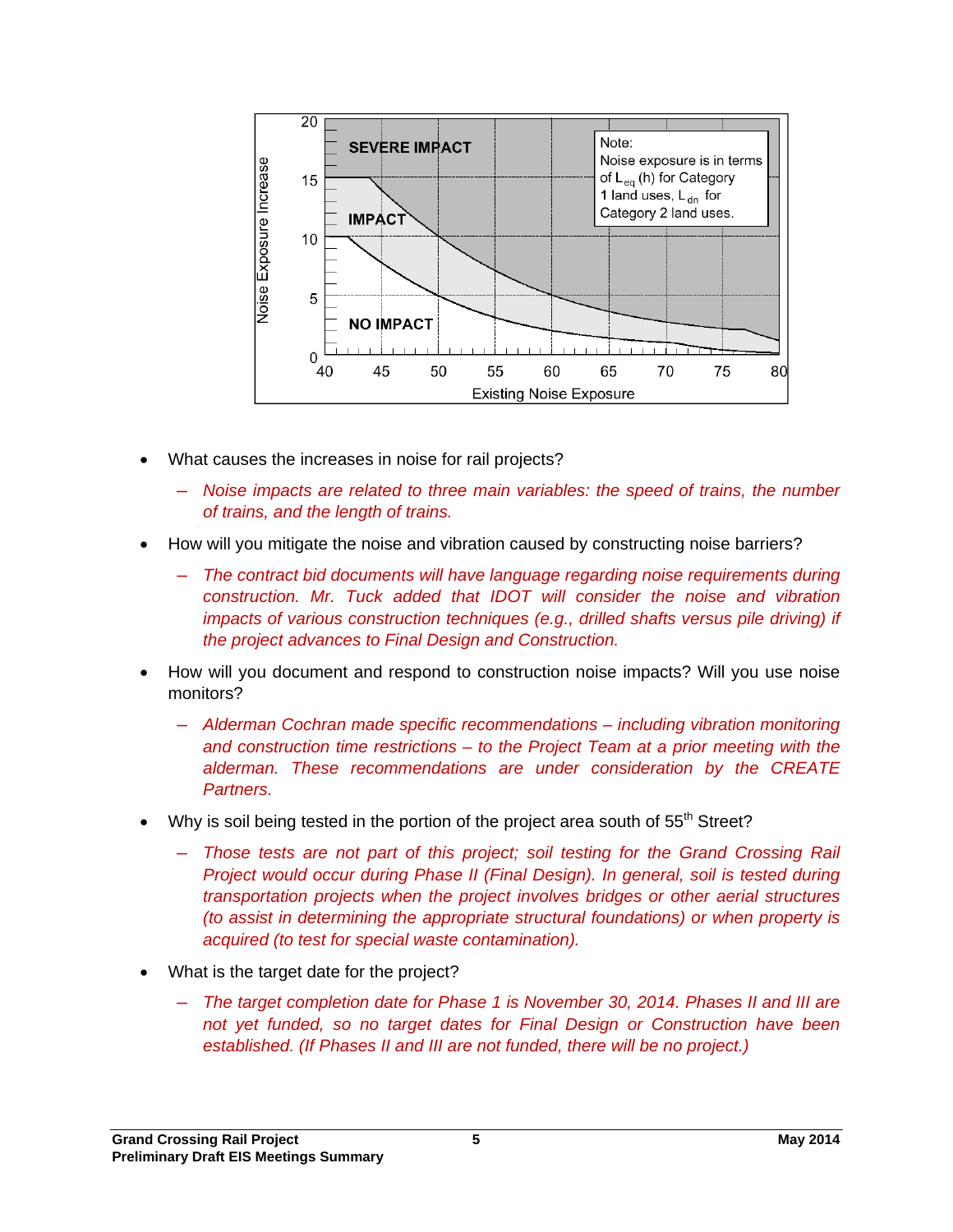SEVERE IMPACT

IMPACT

NO IMPACT

Note:
Noise exposure is in terms of $L_{eq}$ (h) for Category 1 land uses, $L_{dn}$ for Category 2 land uses.

Noise Exposure Increase

Existing Noise Exposure

- What causes the increases in noise for rail projects?
  - *Noise impacts are related to three main variables: the speed of trains, the number of trains, and the length of trains.*
- How will you mitigate the noise and vibration caused by constructing noise barriers?
  - *The contract bid documents will have language regarding noise requirements during construction. Mr. Tuck added that IDOT will consider the noise and vibration impacts of various construction techniques (e.g., drilled shafts versus pile driving) if the project advances to Final Design and Construction.*
- How will you document and respond to construction noise impacts? Will you use noise monitors?
  - *Alderman Cochran made specific recommendations – including vibration monitoring and construction time restrictions – to the Project Team at a prior meeting with the alderman. These recommendations are under consideration by the CREATE Partners.*
- Why is soil being tested in the portion of the project area south of 55th Street?
  - *Those tests are not part of this project; soil testing for the Grand Crossing Rail Project would occur during Phase II (Final Design). In general, soil is tested during transportation projects when the project involves bridges or other aerial structures (to assist in determining the appropriate structural foundations) or when property is acquired (to test for special waste contamination).*
- What is the target date for the project?
  - *The target completion date for Phase 1 is November 30, 2014. Phases II and III are not yet funded, so no target dates for Final Design or Construction have been established. (If Phases II and III are not funded, there will be no project.)*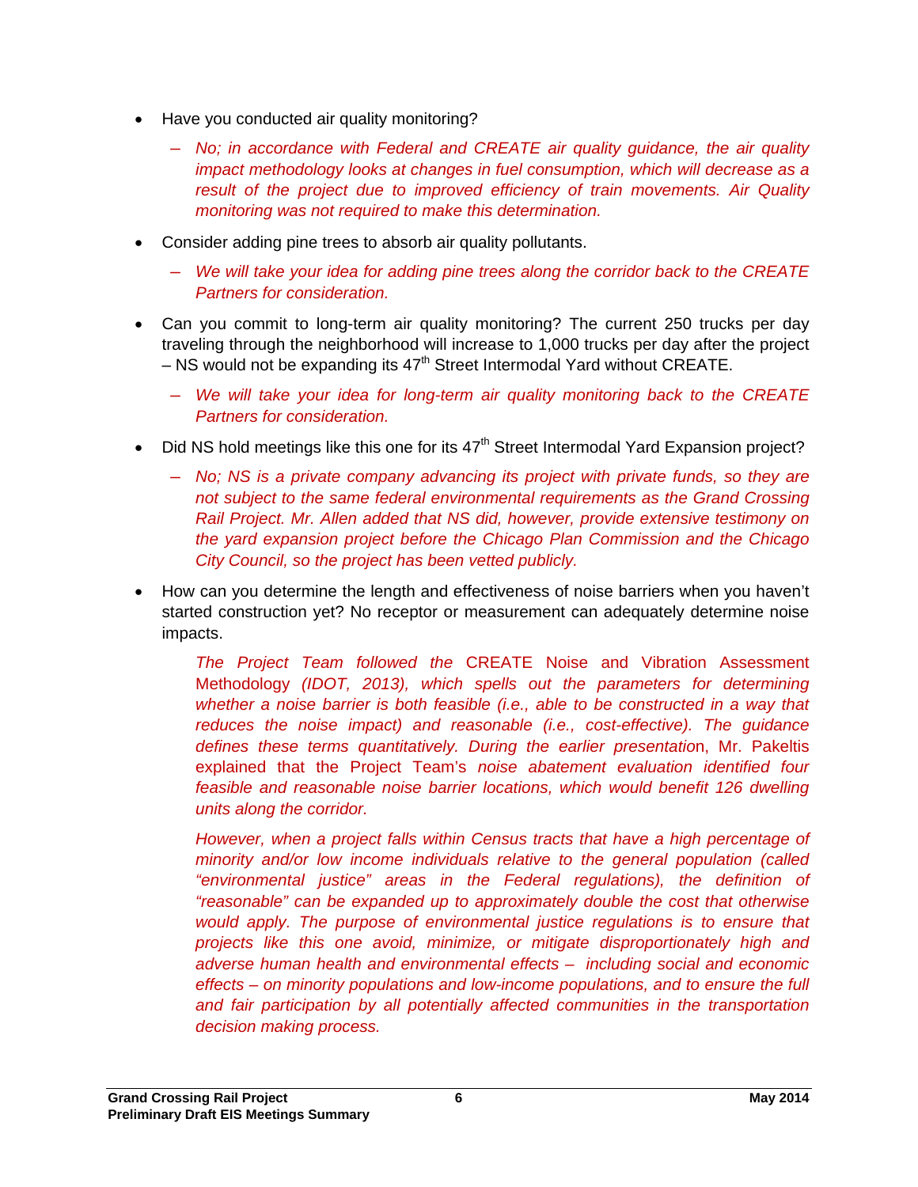- Have you conducted air quality monitoring?
  - *No; in accordance with Federal and CREATE air quality guidance, the air quality impact methodology looks at changes in fuel consumption, which will decrease as a result of the project due to improved efficiency of train movements. Air Quality monitoring was not required to make this determination.*
- Consider adding pine trees to absorb air quality pollutants.
  - *We will take your idea for adding pine trees along the corridor back to the CREATE Partners for consideration.*
- Can you commit to long-term air quality monitoring? The current 250 trucks per day traveling through the neighborhood will increase to 1,000 trucks per day after the project – NS would not be expanding its 47th Street Intermodal Yard without CREATE.
  - *We will take your idea for long-term air quality monitoring back to the CREATE Partners for consideration.*
- Did NS hold meetings like this one for its 47th Street Intermodal Yard Expansion project?
  - *No; NS is a private company advancing its project with private funds, so they are not subject to the same federal environmental requirements as the Grand Crossing Rail Project. Mr. Allen added that NS did, however, provide extensive testimony on the yard expansion project before the Chicago Plan Commission and the Chicago City Council, so the project has been vetted publicly.*
- How can you determine the length and effectiveness of noise barriers when you haven't started construction yet? No receptor or measurement can adequately determine noise impacts.

  *The Project Team followed the* CREATE Noise and Vibration Assessment Methodology *(IDOT, 2013), which spells out the parameters for determining whether a noise barrier is both feasible (i.e., able to be constructed in a way that reduces the noise impact) and reasonable (i.e., cost-effective). The guidance defines these terms quantitatively. During the earlier presentatio*n, Mr. Pakeltis explained that the Project Team's *noise abatement evaluation identified four feasible and reasonable noise barrier locations, which would benefit 126 dwelling units along the corridor.*

  *However, when a project falls within Census tracts that have a high percentage of minority and/or low income individuals relative to the general population (called "environmental justice" areas in the Federal regulations), the definition of "reasonable" can be expanded up to approximately double the cost that otherwise would apply. The purpose of environmental justice regulations is to ensure that projects like this one avoid, minimize, or mitigate disproportionately high and adverse human health and environmental effects – including social and economic effects – on minority populations and low-income populations, and to ensure the full and fair participation by all potentially affected communities in the transportation decision making process.*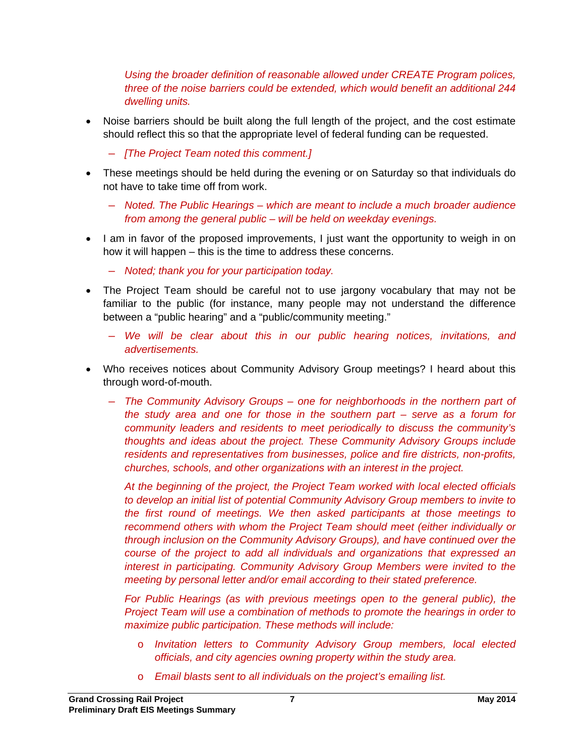*Using the broader definition of reasonable allowed under CREATE Program polices, three of the noise barriers could be extended, which would benefit an additional 244 dwelling units.*

- Noise barriers should be built along the full length of the project, and the cost estimate should reflect this so that the appropriate level of federal funding can be requested.
  - *[The Project Team noted this comment.]*
- These meetings should be held during the evening or on Saturday so that individuals do not have to take time off from work.
  - *Noted. The Public Hearings – which are meant to include a much broader audience from among the general public – will be held on weekday evenings.*
- I am in favor of the proposed improvements, I just want the opportunity to weigh in on how it will happen – this is the time to address these concerns.
  - *Noted; thank you for your participation today.*
- The Project Team should be careful not to use jargony vocabulary that may not be familiar to the public (for instance, many people may not understand the difference between a "public hearing" and a "public/community meeting."
  - *We will be clear about this in our public hearing notices, invitations, and advertisements.*
- Who receives notices about Community Advisory Group meetings? I heard about this through word-of-mouth.
  - *The Community Advisory Groups – one for neighborhoods in the northern part of the study area and one for those in the southern part – serve as a forum for community leaders and residents to meet periodically to discuss the community's thoughts and ideas about the project. These Community Advisory Groups include residents and representatives from businesses, police and fire districts, non-profits, churches, schools, and other organizations with an interest in the project.*

    *At the beginning of the project, the Project Team worked with local elected officials to develop an initial list of potential Community Advisory Group members to invite to the first round of meetings. We then asked participants at those meetings to recommend others with whom the Project Team should meet (either individually or through inclusion on the Community Advisory Groups), and have continued over the course of the project to add all individuals and organizations that expressed an interest in participating. Community Advisory Group Members were invited to the meeting by personal letter and/or email according to their stated preference.*

    *For Public Hearings (as with previous meetings open to the general public), the Project Team will use a combination of methods to promote the hearings in order to maximize public participation. These methods will include:*

    - *Invitation letters to Community Advisory Group members, local elected officials, and city agencies owning property within the study area.*
    - *Email blasts sent to all individuals on the project's emailing list.*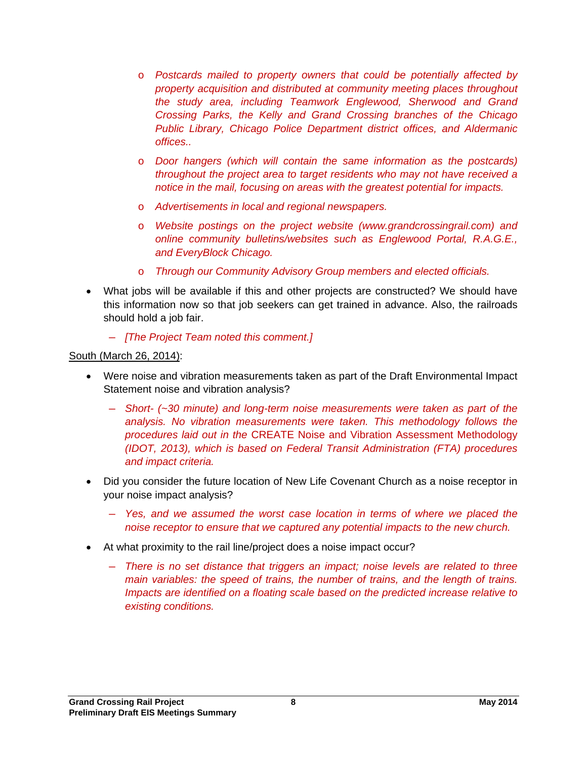- *Postcards mailed to property owners that could be potentially affected by property acquisition and distributed at community meeting places throughout the study area, including Teamwork Englewood, Sherwood and Grand Crossing Parks, the Kelly and Grand Crossing branches of the Chicago Public Library, Chicago Police Department district offices, and Aldermanic offices..*
  - *Door hangers (which will contain the same information as the postcards) throughout the project area to target residents who may not have received a notice in the mail, focusing on areas with the greatest potential for impacts.*
  - *Advertisements in local and regional newspapers.*
  - *Website postings on the project website (www.grandcrossingrail.com) and online community bulletins/websites such as Englewood Portal, R.A.G.E., and EveryBlock Chicago.*
  - *Through our Community Advisory Group members and elected officials.*

- What jobs will be available if this and other projects are constructed? We should have this information now so that job seekers can get trained in advance. Also, the railroads should hold a job fair.
  - *[The Project Team noted this comment.]*

<u>South (March 26, 2014)</u>:

- Were noise and vibration measurements taken as part of the Draft Environmental Impact Statement noise and vibration analysis?
  - *Short- (~30 minute) and long-term noise measurements were taken as part of the analysis. No vibration measurements were taken. This methodology follows the procedures laid out in the* CREATE Noise and Vibration Assessment Methodology *(IDOT, 2013), which is based on Federal Transit Administration (FTA) procedures and impact criteria.*
- Did you consider the future location of New Life Covenant Church as a noise receptor in your noise impact analysis?
  - *Yes, and we assumed the worst case location in terms of where we placed the noise receptor to ensure that we captured any potential impacts to the new church.*
- At what proximity to the rail line/project does a noise impact occur?
  - *There is no set distance that triggers an impact; noise levels are related to three main variables: the speed of trains, the number of trains, and the length of trains. Impacts are identified on a floating scale based on the predicted increase relative to existing conditions.*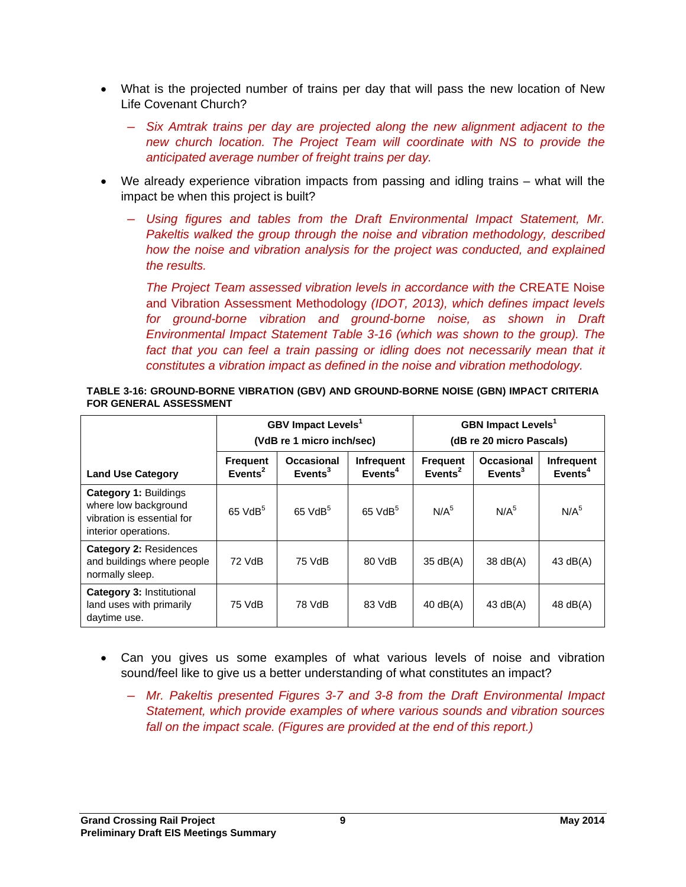- What is the projected number of trains per day that will pass the new location of New Life Covenant Church?
  - *Six Amtrak trains per day are projected along the new alignment adjacent to the new church location. The Project Team will coordinate with NS to provide the anticipated average number of freight trains per day.*
- We already experience vibration impacts from passing and idling trains – what will the impact be when this project is built?
  - *Using figures and tables from the Draft Environmental Impact Statement, Mr. Pakeltis walked the group through the noise and vibration methodology, described how the noise and vibration analysis for the project was conducted, and explained the results.*

    *The Project Team assessed vibration levels in accordance with the* CREATE Noise and Vibration Assessment Methodology *(IDOT, 2013), which defines impact levels for ground-borne vibration and ground-borne noise, as shown in Draft Environmental Impact Statement Table 3-16 (which was shown to the group). The fact that you can feel a train passing or idling does not necessarily mean that it constitutes a vibration impact as defined in the noise and vibration methodology.*

**TABLE 3-16: GROUND-BORNE VIBRATION (GBV) AND GROUND-BORNE NOISE (GBN) IMPACT CRITERIA FOR GENERAL ASSESSMENT**

| | GBV Impact Levels[1] (VdB re 1 micro inch/sec) | | | GBN Impact Levels[1] (dB re 20 micro Pascals) | | |
|---|---|---|---|---|---|---|
| **Land Use Category** | **Frequent Events[2]** | **Occasional Events[3]** | **Infrequent Events[4]** | **Frequent Events[2]** | **Occasional Events[3]** | **Infrequent Events[4]** |
| **Category 1:** Buildings where low background vibration is essential for interior operations. | 65 VdB[5] | 65 VdB[5] | 65 VdB[5] | N/A[5] | N/A[5] | N/A[5] |
| **Category 2:** Residences and buildings where people normally sleep. | 72 VdB | 75 VdB | 80 VdB | 35 dB(A) | 38 dB(A) | 43 dB(A) |
| **Category 3:** Institutional land uses with primarily daytime use. | 75 VdB | 78 VdB | 83 VdB | 40 dB(A) | 43 dB(A) | 48 dB(A) |

- Can you gives us some examples of what various levels of noise and vibration sound/feel like to give us a better understanding of what constitutes an impact?
  - *Mr. Pakeltis presented Figures 3-7 and 3-8 from the Draft Environmental Impact Statement, which provide examples of where various sounds and vibration sources fall on the impact scale. (Figures are provided at the end of this report.)*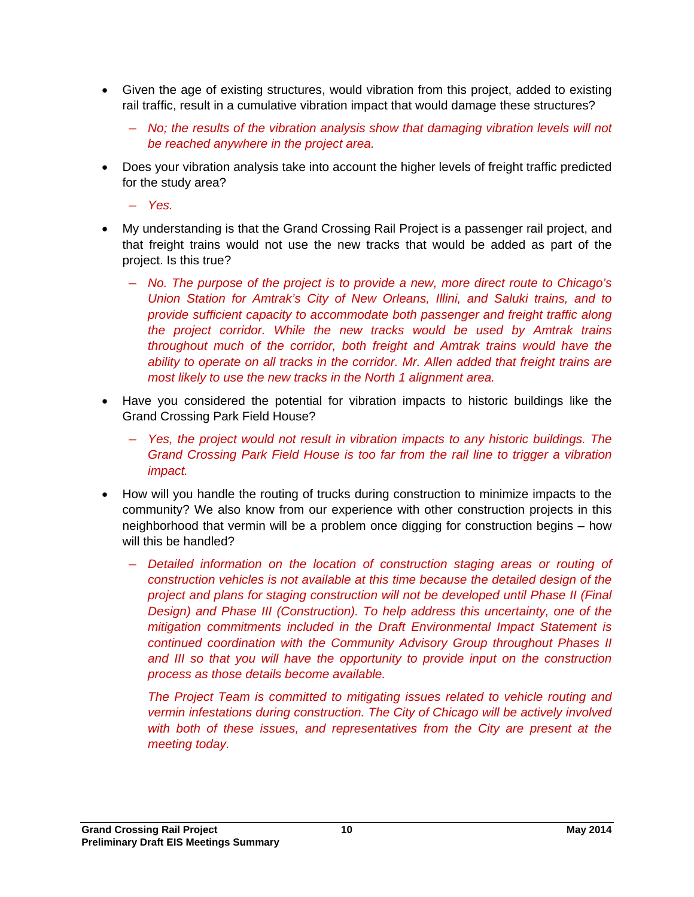- Given the age of existing structures, would vibration from this project, added to existing rail traffic, result in a cumulative vibration impact that would damage these structures?
  - *No; the results of the vibration analysis show that damaging vibration levels will not be reached anywhere in the project area.*
- Does your vibration analysis take into account the higher levels of freight traffic predicted for the study area?
  - *Yes.*
- My understanding is that the Grand Crossing Rail Project is a passenger rail project, and that freight trains would not use the new tracks that would be added as part of the project. Is this true?
  - *No. The purpose of the project is to provide a new, more direct route to Chicago's Union Station for Amtrak's City of New Orleans, Illini, and Saluki trains, and to provide sufficient capacity to accommodate both passenger and freight traffic along the project corridor. While the new tracks would be used by Amtrak trains throughout much of the corridor, both freight and Amtrak trains would have the ability to operate on all tracks in the corridor. Mr. Allen added that freight trains are most likely to use the new tracks in the North 1 alignment area.*
- Have you considered the potential for vibration impacts to historic buildings like the Grand Crossing Park Field House?
  - *Yes, the project would not result in vibration impacts to any historic buildings. The Grand Crossing Park Field House is too far from the rail line to trigger a vibration impact.*
- How will you handle the routing of trucks during construction to minimize impacts to the community? We also know from our experience with other construction projects in this neighborhood that vermin will be a problem once digging for construction begins – how will this be handled?
  - *Detailed information on the location of construction staging areas or routing of construction vehicles is not available at this time because the detailed design of the project and plans for staging construction will not be developed until Phase II (Final Design) and Phase III (Construction). To help address this uncertainty, one of the mitigation commitments included in the Draft Environmental Impact Statement is continued coordination with the Community Advisory Group throughout Phases II and III so that you will have the opportunity to provide input on the construction process as those details become available.*

    *The Project Team is committed to mitigating issues related to vehicle routing and vermin infestations during construction. The City of Chicago will be actively involved with both of these issues, and representatives from the City are present at the meeting today.*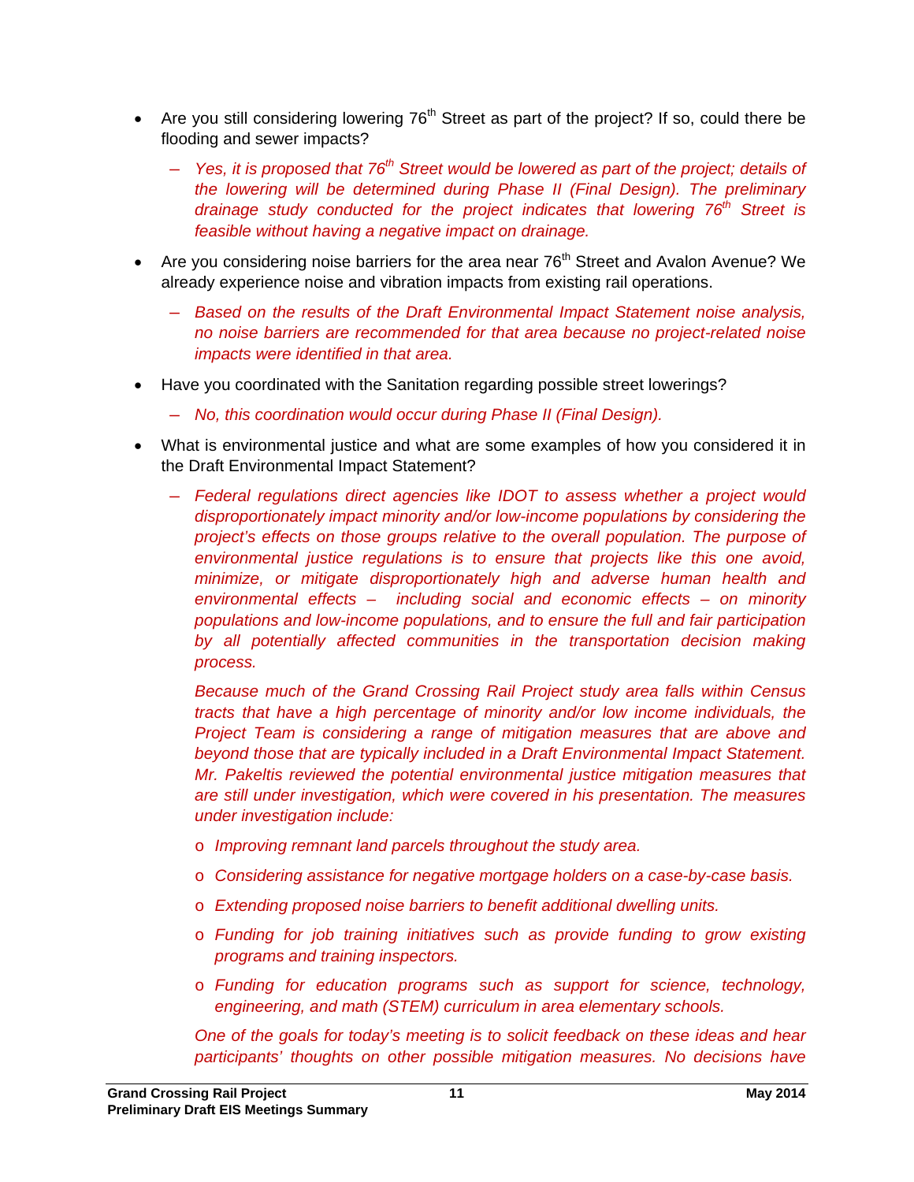- Are you still considering lowering 76th Street as part of the project? If so, could there be flooding and sewer impacts?
  - *Yes, it is proposed that 76th Street would be lowered as part of the project; details of the lowering will be determined during Phase II (Final Design). The preliminary drainage study conducted for the project indicates that lowering 76th Street is feasible without having a negative impact on drainage.*
- Are you considering noise barriers for the area near 76th Street and Avalon Avenue? We already experience noise and vibration impacts from existing rail operations.
  - *Based on the results of the Draft Environmental Impact Statement noise analysis, no noise barriers are recommended for that area because no project-related noise impacts were identified in that area.*
- Have you coordinated with the Sanitation regarding possible street lowerings?
  - *No, this coordination would occur during Phase II (Final Design).*
- What is environmental justice and what are some examples of how you considered it in the Draft Environmental Impact Statement?
  - *Federal regulations direct agencies like IDOT to assess whether a project would disproportionately impact minority and/or low-income populations by considering the project's effects on those groups relative to the overall population. The purpose of environmental justice regulations is to ensure that projects like this one avoid, minimize, or mitigate disproportionately high and adverse human health and environmental effects – including social and economic effects – on minority populations and low-income populations, and to ensure the full and fair participation by all potentially affected communities in the transportation decision making process.*

    *Because much of the Grand Crossing Rail Project study area falls within Census tracts that have a high percentage of minority and/or low income individuals, the Project Team is considering a range of mitigation measures that are above and beyond those that are typically included in a Draft Environmental Impact Statement. Mr. Pakeltis reviewed the potential environmental justice mitigation measures that are still under investigation, which were covered in his presentation. The measures under investigation include:*

    - *Improving remnant land parcels throughout the study area.*
    - *Considering assistance for negative mortgage holders on a case-by-case basis.*
    - *Extending proposed noise barriers to benefit additional dwelling units.*
    - *Funding for job training initiatives such as provide funding to grow existing programs and training inspectors.*
    - *Funding for education programs such as support for science, technology, engineering, and math (STEM) curriculum in area elementary schools.*

    *One of the goals for today's meeting is to solicit feedback on these ideas and hear participants' thoughts on other possible mitigation measures. No decisions have*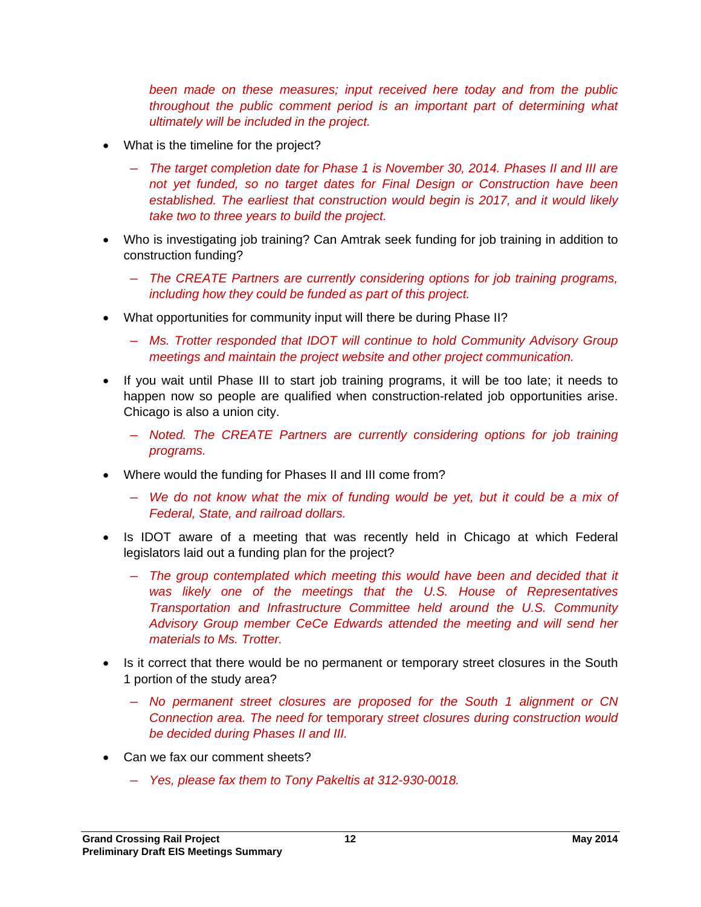*been made on these measures; input received here today and from the public throughout the public comment period is an important part of determining what ultimately will be included in the project.*

- What is the timeline for the project?
  - *The target completion date for Phase 1 is November 30, 2014. Phases II and III are not yet funded, so no target dates for Final Design or Construction have been established. The earliest that construction would begin is 2017, and it would likely take two to three years to build the project.*
- Who is investigating job training? Can Amtrak seek funding for job training in addition to construction funding?
  - *The CREATE Partners are currently considering options for job training programs, including how they could be funded as part of this project.*
- What opportunities for community input will there be during Phase II?
  - *Ms. Trotter responded that IDOT will continue to hold Community Advisory Group meetings and maintain the project website and other project communication.*
- If you wait until Phase III to start job training programs, it will be too late; it needs to happen now so people are qualified when construction-related job opportunities arise. Chicago is also a union city.
  - *Noted. The CREATE Partners are currently considering options for job training programs.*
- Where would the funding for Phases II and III come from?
  - *We do not know what the mix of funding would be yet, but it could be a mix of Federal, State, and railroad dollars.*
- Is IDOT aware of a meeting that was recently held in Chicago at which Federal legislators laid out a funding plan for the project?
  - *The group contemplated which meeting this would have been and decided that it was likely one of the meetings that the U.S. House of Representatives Transportation and Infrastructure Committee held around the U.S. Community Advisory Group member CeCe Edwards attended the meeting and will send her materials to Ms. Trotter.*
- Is it correct that there would be no permanent or temporary street closures in the South 1 portion of the study area?
  - *No permanent street closures are proposed for the South 1 alignment or CN Connection area. The need for* temporary *street closures during construction would be decided during Phases II and III.*
- Can we fax our comment sheets?
  - *Yes, please fax them to Tony Pakeltis at 312-930-0018.*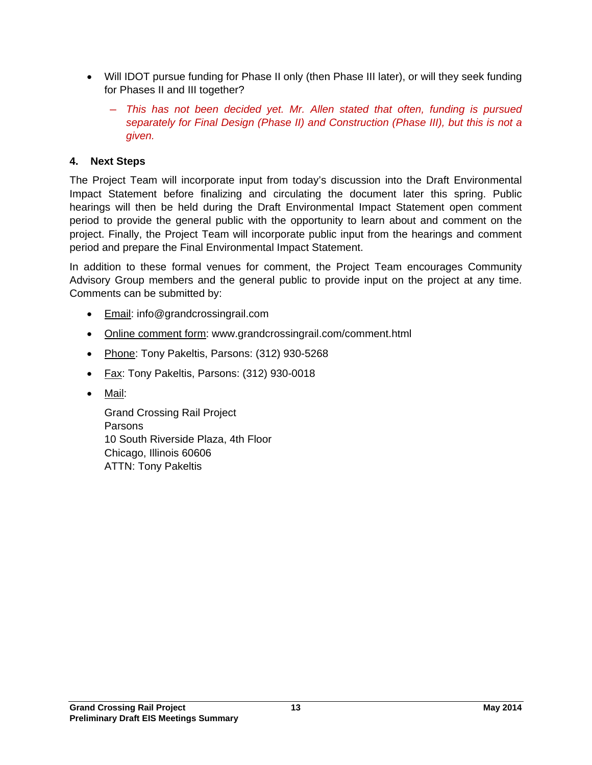- Will IDOT pursue funding for Phase II only (then Phase III later), or will they seek funding for Phases II and III together?
  - *This has not been decided yet. Mr. Allen stated that often, funding is pursued separately for Final Design (Phase II) and Construction (Phase III), but this is not a given.*

## 4. Next Steps

The Project Team will incorporate input from today's discussion into the Draft Environmental Impact Statement before finalizing and circulating the document later this spring. Public hearings will then be held during the Draft Environmental Impact Statement open comment period to provide the general public with the opportunity to learn about and comment on the project. Finally, the Project Team will incorporate public input from the hearings and comment period and prepare the Final Environmental Impact Statement.

In addition to these formal venues for comment, the Project Team encourages Community Advisory Group members and the general public to provide input on the project at any time. Comments can be submitted by:

- <u>Email</u>: info@grandcrossingrail.com
- <u>Online comment form</u>: www.grandcrossingrail.com/comment.html
- <u>Phone</u>: Tony Pakeltis, Parsons: (312) 930-5268
- <u>Fax</u>: Tony Pakeltis, Parsons: (312) 930-0018
- <u>Mail</u>:

  Grand Crossing Rail Project  
  Parsons  
  10 South Riverside Plaza, 4th Floor  
  Chicago, Illinois 60606  
  ATTN: Tony Pakeltis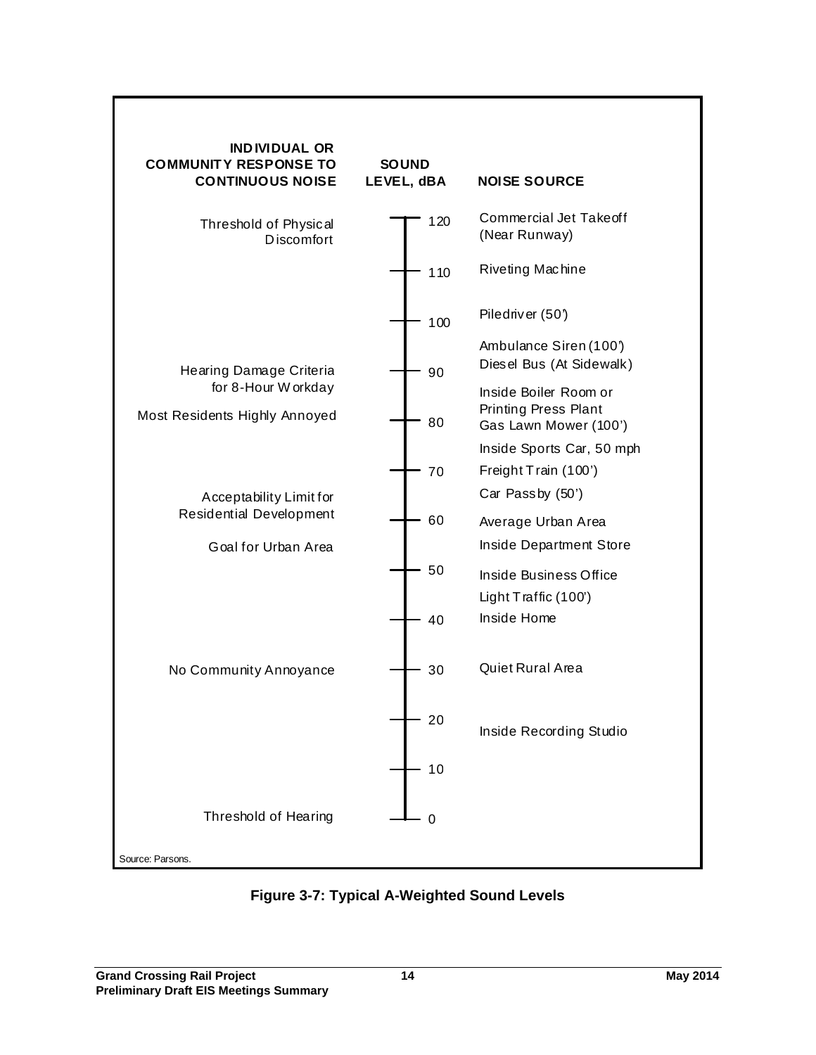| INDIVIDUAL OR COMMUNITY RESPONSE TO CONTINUOUS NOISE | SOUND LEVEL, dBA | NOISE SOURCE |
|---|---|---|
| Threshold of Physical Discomfort | 120 | Commercial Jet Takeoff (Near Runway) |
| | 110 | Riveting Machine |
| | 100 | Piledriver (50') |
| | | Ambulance Siren (100') |
| Hearing Damage Criteria for 8-Hour Workday | 90 | Diesel Bus (At Sidewalk) |
| | | Inside Boiler Room or Printing Press Plant |
| Most Residents Highly Annoyed | 80 | Gas Lawn Mower (100') |
| | | Inside Sports Car, 50 mph |
| | 70 | Freight Train (100') |
| Acceptability Limit for Residential Development | | Car Passby (50') |
| | 60 | Average Urban Area |
| Goal for Urban Area | | Inside Department Store |
| | 50 | Inside Business Office |
| | | Light Traffic (100') |
| | 40 | Inside Home |
| No Community Annoyance | 30 | Quiet Rural Area |
| | 20 | Inside Recording Studio |
| | 10 | |
| Threshold of Hearing | 0 | |

Source: Parsons.

**Figure 3-7: Typical A-Weighted Sound Levels**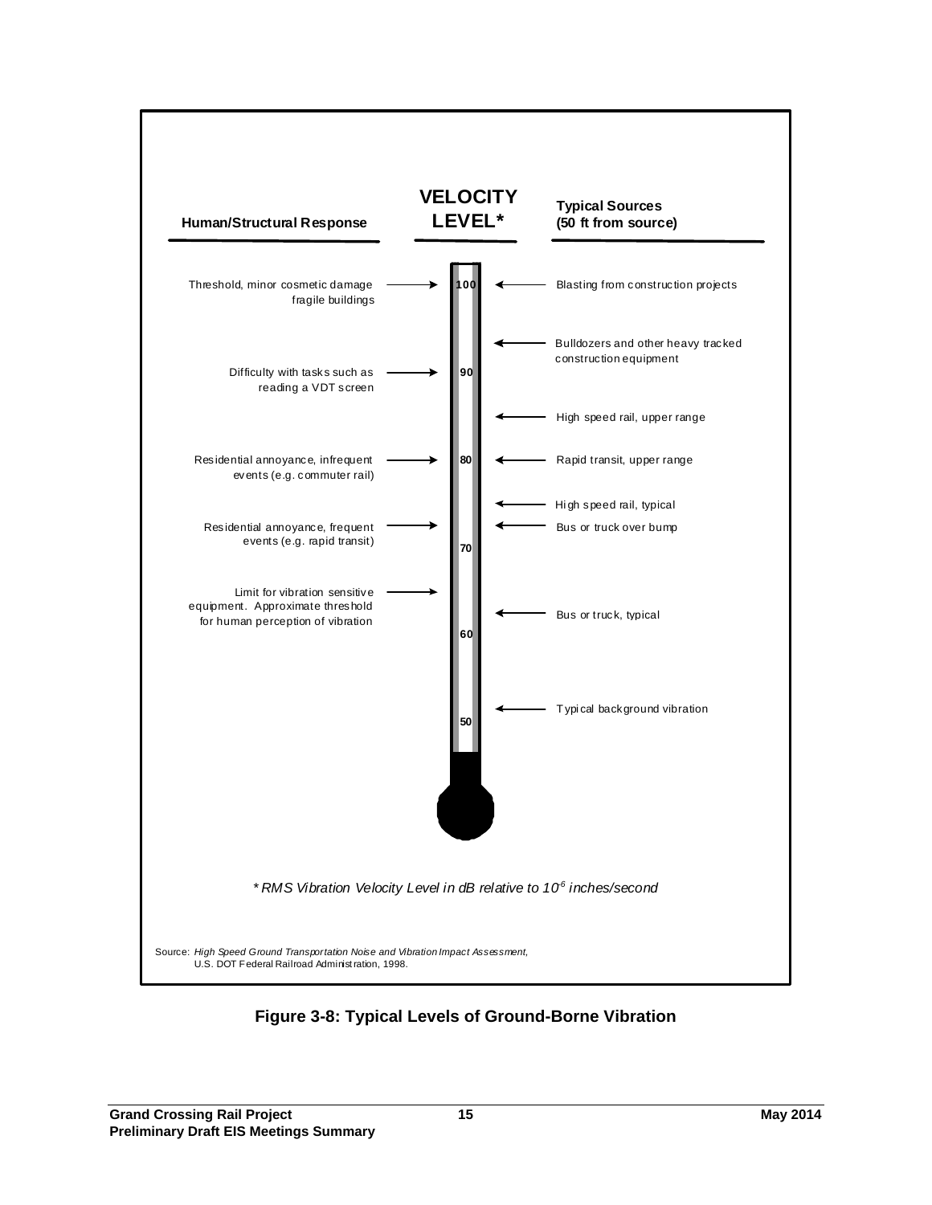Human/Structural Response

VELOCITY LEVEL*

Typical Sources (50 ft from source)

Threshold, minor cosmetic damage fragile buildings

100

Blasting from construction projects

Bulldozers and other heavy tracked construction equipment

Difficulty with tasks such as reading a VDT screen

90

High speed rail, upper range

Residential annoyance, infrequent events (e.g. commuter rail)

80

Rapid transit, upper range

High speed rail, typical

Residential annoyance, frequent events (e.g. rapid transit)

Bus or truck over bump

70

Limit for vibration sensitive equipment. Approximate threshold for human perception of vibration

Bus or truck, typical

60

Typical background vibration

50

*\* RMS Vibration Velocity Level in dB relative to $10^{-6}$ inches/second*

Source: *High Speed Ground Transportation Noise and Vibration Impact Assessment,* U.S. DOT Federal Railroad Administration, 1998.

**Figure 3-8: Typical Levels of Ground-Borne Vibration**